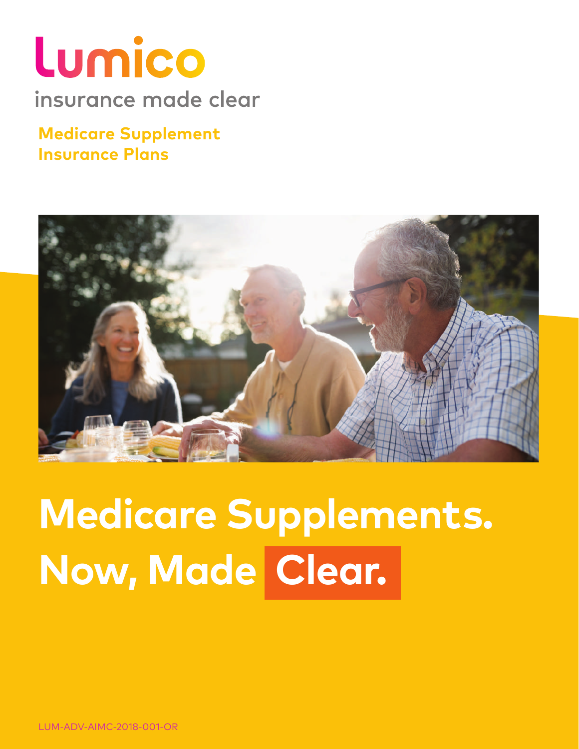# Lumico

insurance made clear

**Medicare Supplement Insurance Plans**

# Medicare Supplements. Now, Made Clear.

LUM-ADV-AIMC-2018-001-OR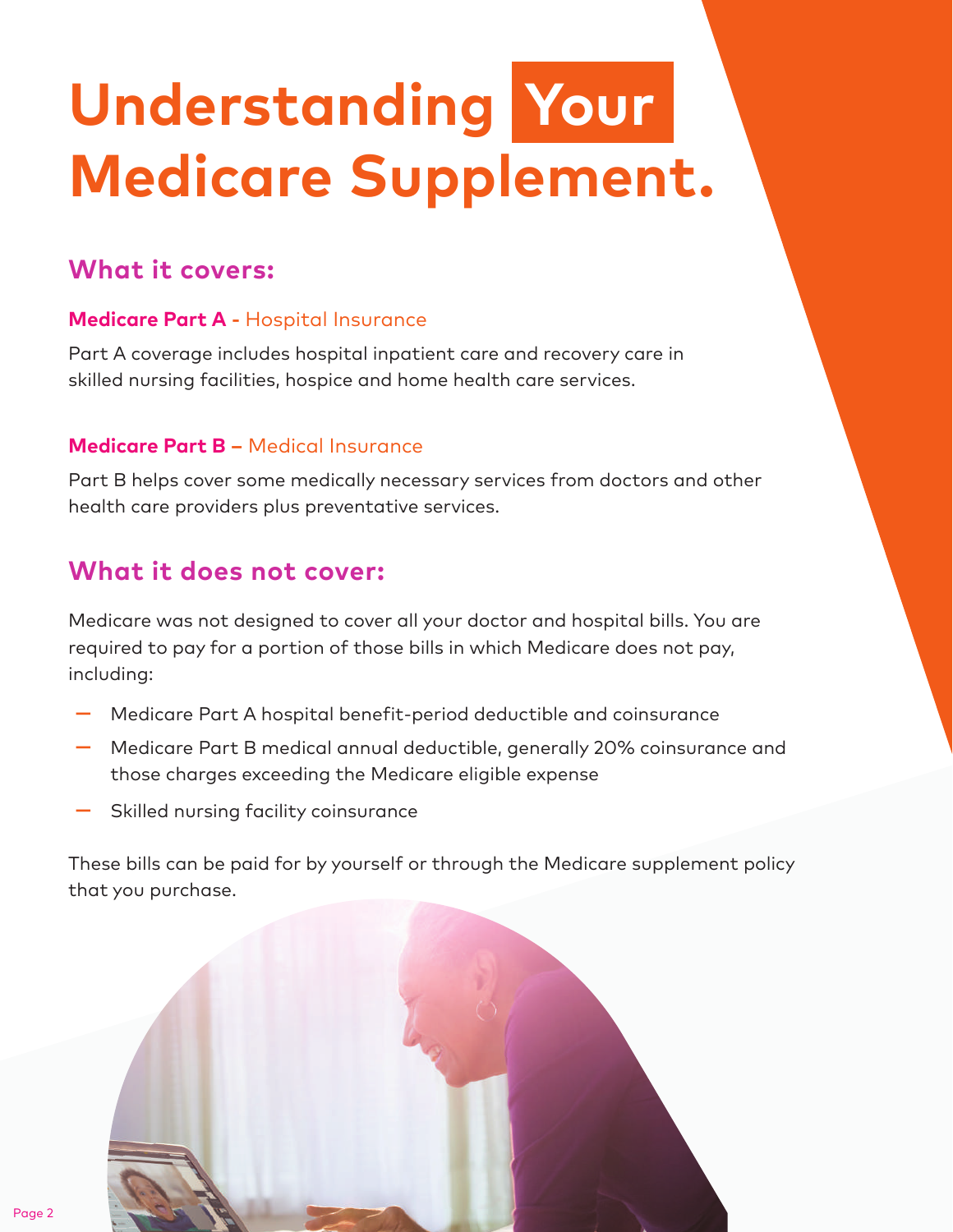# Understanding Your Medicare Supplement.

## What it covers:

**Medicare Part A -** Hospital Insurance

Part A coverage includes hospital inpatient care and recovery care in skilled nursing facilities, hospice and home health care services.

**Medicare Part B –** Medical Insurance

Part B helps cover some medically necessary services from doctors and other health care providers plus preventative services.

## What it does not cover:

Medicare was not designed to cover all your doctor and hospital bills. You are required to pay for a portion of those bills in which Medicare does not pay, including:

- Medicare Part A hospital benefit-period deductible and coinsurance
- Medicare Part B medical annual deductible, generally 20% coinsurance and those charges exceeding the Medicare eligible expense
- Skilled nursing facility coinsurance

These bills can be paid for by yourself or through the Medicare supplement policy that you purchase.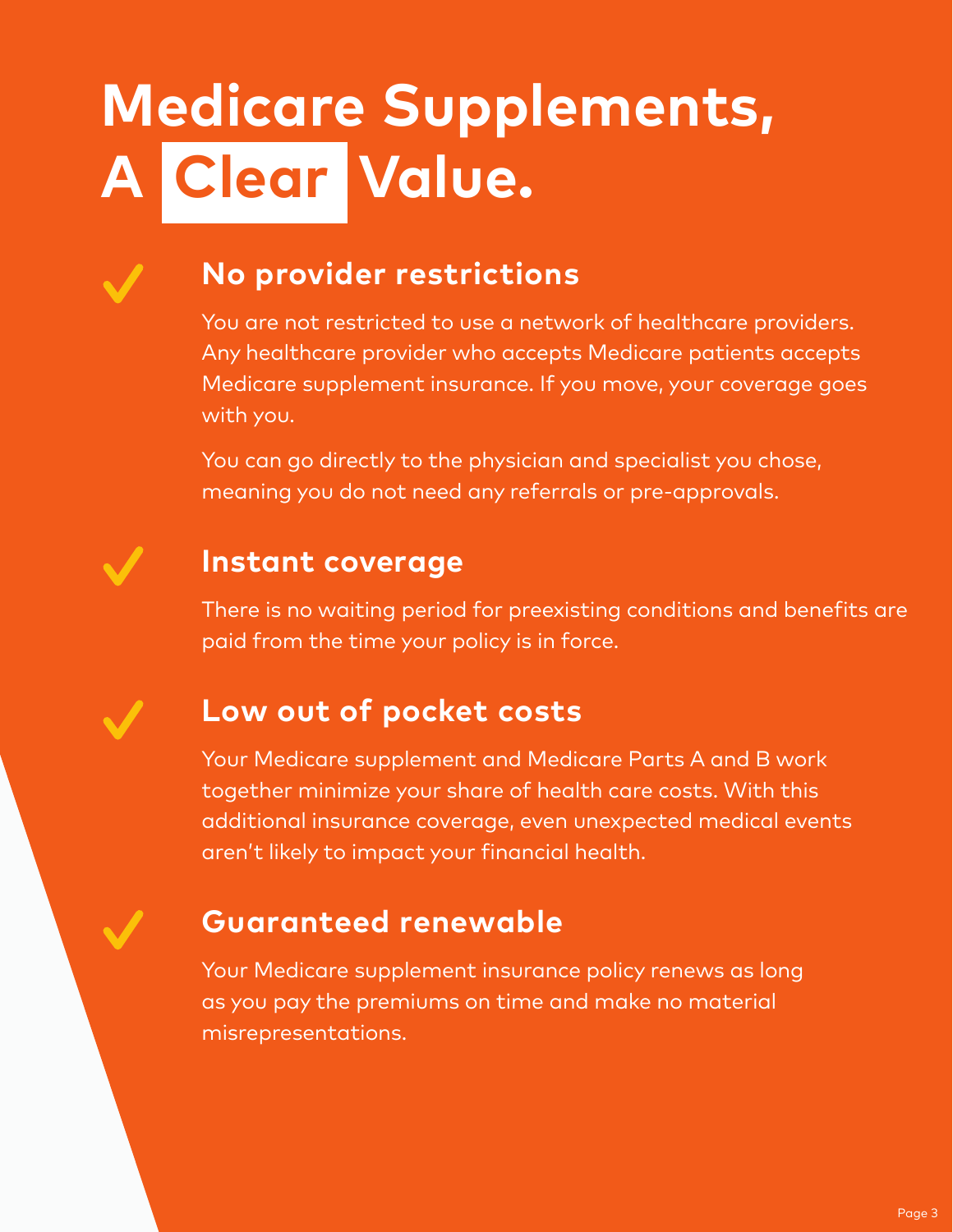# Medicare Supplements, A Clear Value.

## No provider restrictions

You are not restricted to use a network of healthcare providers. Any healthcare provider who accepts Medicare patients accepts Medicare supplement insurance. If you move, your coverage goes with you.

You can go directly to the physician and specialist you chose, meaning you do not need any referrals or pre-approvals.

## Instant coverage

There is no waiting period for preexisting conditions and benefits are paid from the time your policy is in force.

## Low out of pocket costs

Your Medicare supplement and Medicare Parts A and B work together minimize your share of health care costs. With this additional insurance coverage, even unexpected medical events aren't likely to impact your financial health.

## Guaranteed renewable

Your Medicare supplement insurance policy renews as long as you pay the premiums on time and make no material misrepresentations.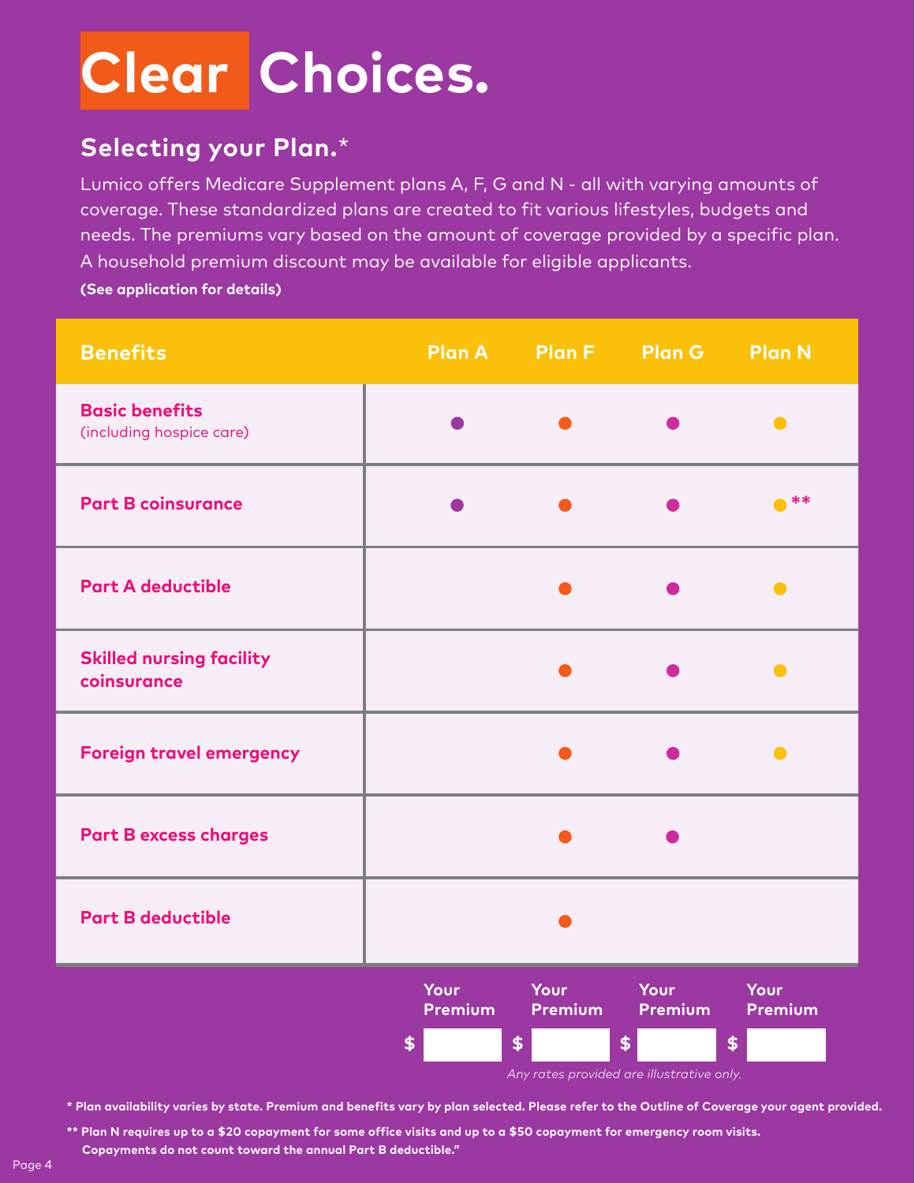# Clear Choices.

## Selecting your Plan.*

Lumico offers Medicare Supplement plans A, F, G and N - all with varying amounts of coverage. These standardized plans are created to fit various lifestyles, budgets and needs. The premiums vary based on the amount of coverage provided by a specific plan. A household premium discount may be available for eligible applicants.

**(See application for details)**

| Benefits | Plan A | Plan F | Plan G | Plan N |
|---|---|---|---|---|
| **Basic benefits** (including hospice care) | ● | ● | ● | ● |
| **Part B coinsurance** | ● | ● | ● | ●** |
| **Part A deductible** | | ● | ● | ● |
| **Skilled nursing facility coinsurance** | | ● | ● | ● |
| **Foreign travel emergency** | | ● | ● | ● |
| **Part B excess charges** | | ● | ● | |
| **Part B deductible** | | ● | | |
| | **Your Premium** $ | **Your Premium** $ | **Your Premium** $ | **Your Premium** $ |

*Any rates provided are illustrative only.*

**\* Plan availability varies by state. Premium and benefits vary by plan selected. Please refer to the Outline of Coverage your agent provided.**

**\*\* Plan N requires up to a $20 copayment for some office visits and up to a $50 copayment for emergency room visits. Copayments do not count toward the annual Part B deductible."**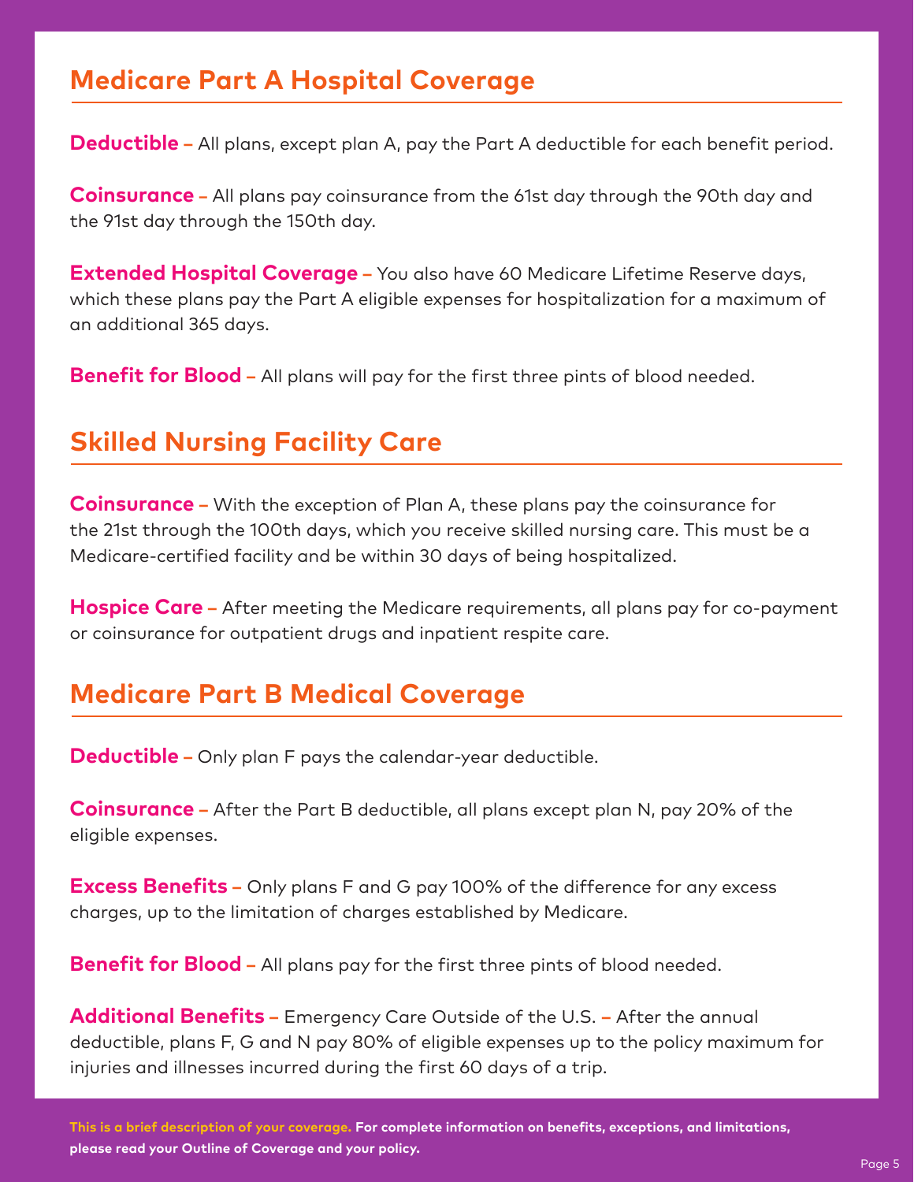## Medicare Part A Hospital Coverage

**Deductible –** All plans, except plan A, pay the Part A deductible for each benefit period.

**Coinsurance –** All plans pay coinsurance from the 61st day through the 90th day and the 91st day through the 150th day.

**Extended Hospital Coverage –** You also have 60 Medicare Lifetime Reserve days, which these plans pay the Part A eligible expenses for hospitalization for a maximum of an additional 365 days.

**Benefit for Blood –** All plans will pay for the first three pints of blood needed.

## Skilled Nursing Facility Care

**Coinsurance –** With the exception of Plan A, these plans pay the coinsurance for the 21st through the 100th days, which you receive skilled nursing care. This must be a Medicare-certified facility and be within 30 days of being hospitalized.

**Hospice Care –** After meeting the Medicare requirements, all plans pay for co-payment or coinsurance for outpatient drugs and inpatient respite care.

## Medicare Part B Medical Coverage

**Deductible –** Only plan F pays the calendar-year deductible.

**Coinsurance –** After the Part B deductible, all plans except plan N, pay 20% of the eligible expenses.

**Excess Benefits –** Only plans F and G pay 100% of the difference for any excess charges, up to the limitation of charges established by Medicare.

**Benefit for Blood –** All plans pay for the first three pints of blood needed.

**Additional Benefits –** Emergency Care Outside of the U.S. **–** After the annual deductible, plans F, G and N pay 80% of eligible expenses up to the policy maximum for injuries and illnesses incurred during the first 60 days of a trip.

**This is a brief description of your coverage. For complete information on benefits, exceptions, and limitations, please read your Outline of Coverage and your policy.**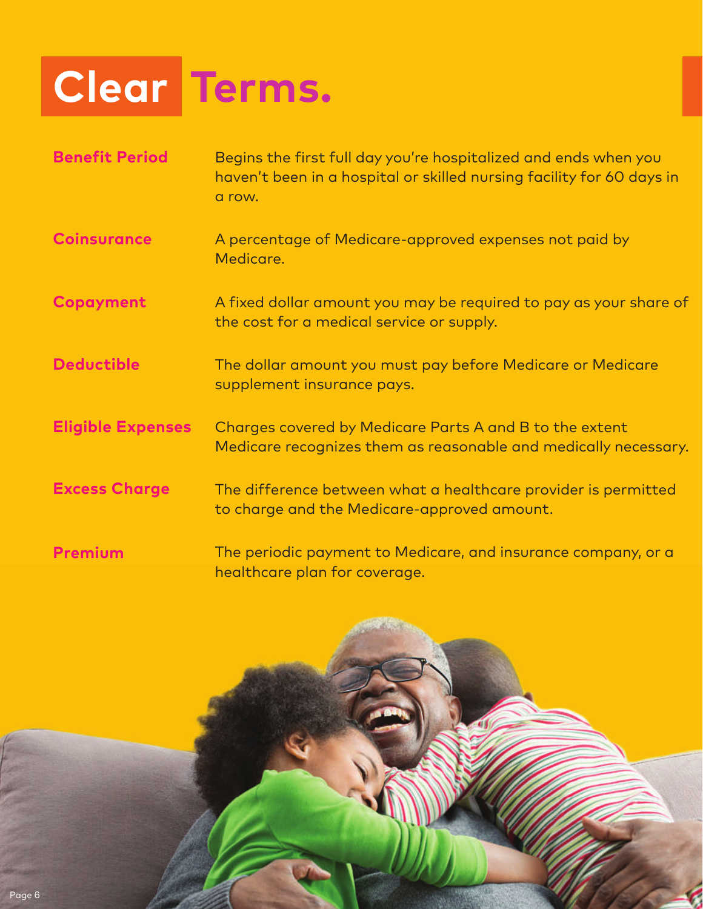# Clear Terms.

**Benefit Period**
Begins the first full day you're hospitalized and ends when you haven't been in a hospital or skilled nursing facility for 60 days in a row.

**Coinsurance**
A percentage of Medicare-approved expenses not paid by Medicare.

**Copayment**
A fixed dollar amount you may be required to pay as your share of the cost for a medical service or supply.

**Deductible**
The dollar amount you must pay before Medicare or Medicare supplement insurance pays.

**Eligible Expenses**
Charges covered by Medicare Parts A and B to the extent Medicare recognizes them as reasonable and medically necessary.

**Excess Charge**
The difference between what a healthcare provider is permitted to charge and the Medicare-approved amount.

**Premium**
The periodic payment to Medicare, and insurance company, or a healthcare plan for coverage.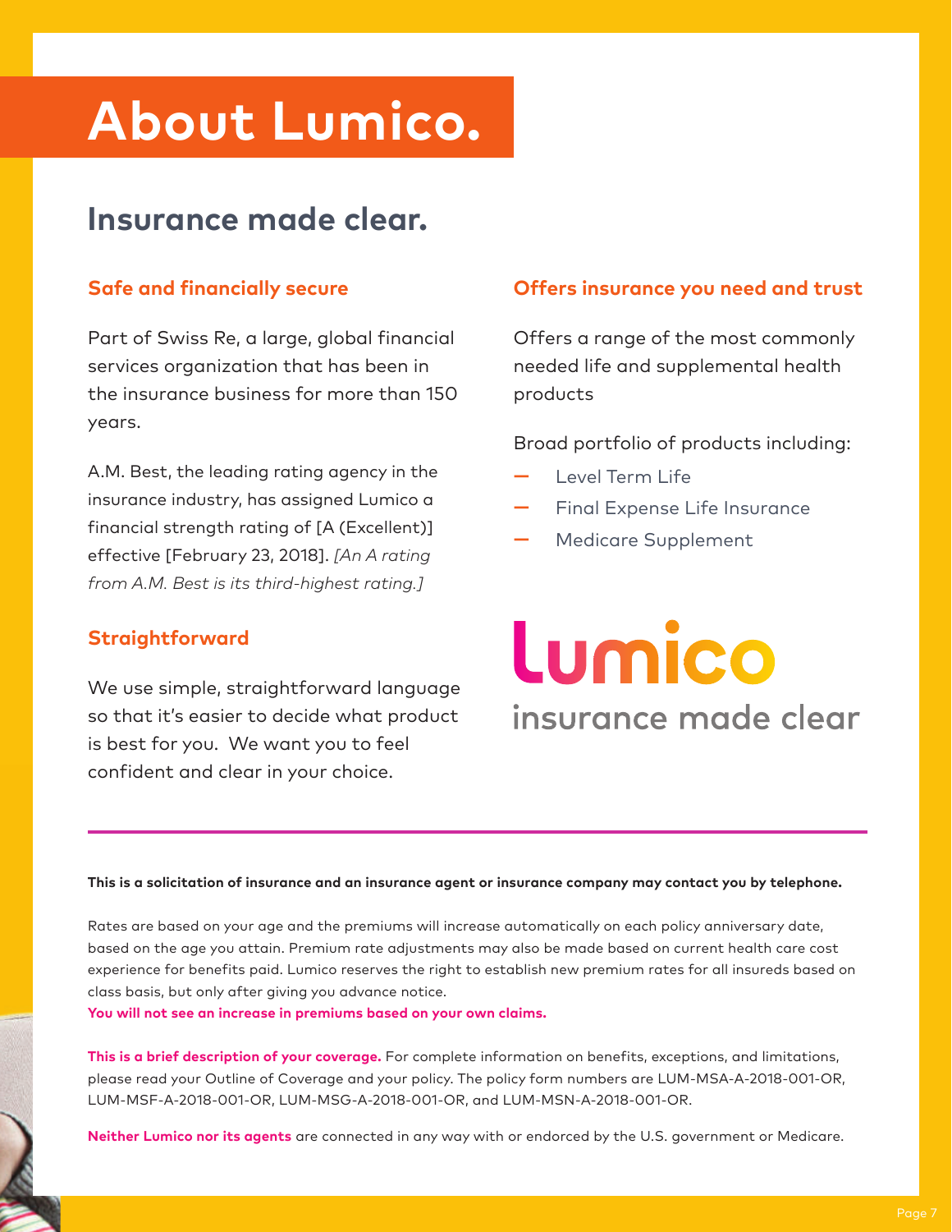# About Lumico.

## Insurance made clear.

### Safe and financially secure

Part of Swiss Re, a large, global financial services organization that has been in the insurance business for more than 150 years.

A.M. Best, the leading rating agency in the insurance industry, has assigned Lumico a financial strength rating of [A (Excellent)] effective [February 23, 2018]. *[An A rating from A.M. Best is its third-highest rating.]*

### Straightforward

We use simple, straightforward language so that it's easier to decide what product is best for you. We want you to feel confident and clear in your choice.

### Offers insurance you need and trust

Offers a range of the most commonly needed life and supplemental health products

Broad portfolio of products including:

- Level Term Life
- Final Expense Life Insurance
- Medicare Supplement

Lumico
insurance made clear

---

**This is a solicitation of insurance and an insurance agent or insurance company may contact you by telephone.**

Rates are based on your age and the premiums will increase automatically on each policy anniversary date, based on the age you attain. Premium rate adjustments may also be made based on current health care cost experience for benefits paid. Lumico reserves the right to establish new premium rates for all insureds based on class basis, but only after giving you advance notice.
**You will not see an increase in premiums based on your own claims.**

**This is a brief description of your coverage.** For complete information on benefits, exceptions, and limitations, please read your Outline of Coverage and your policy. The policy form numbers are LUM-MSA-A-2018-001-OR, LUM-MSF-A-2018-001-OR, LUM-MSG-A-2018-001-OR, and LUM-MSN-A-2018-001-OR.

**Neither Lumico nor its agents** are connected in any way with or endorced by the U.S. government or Medicare.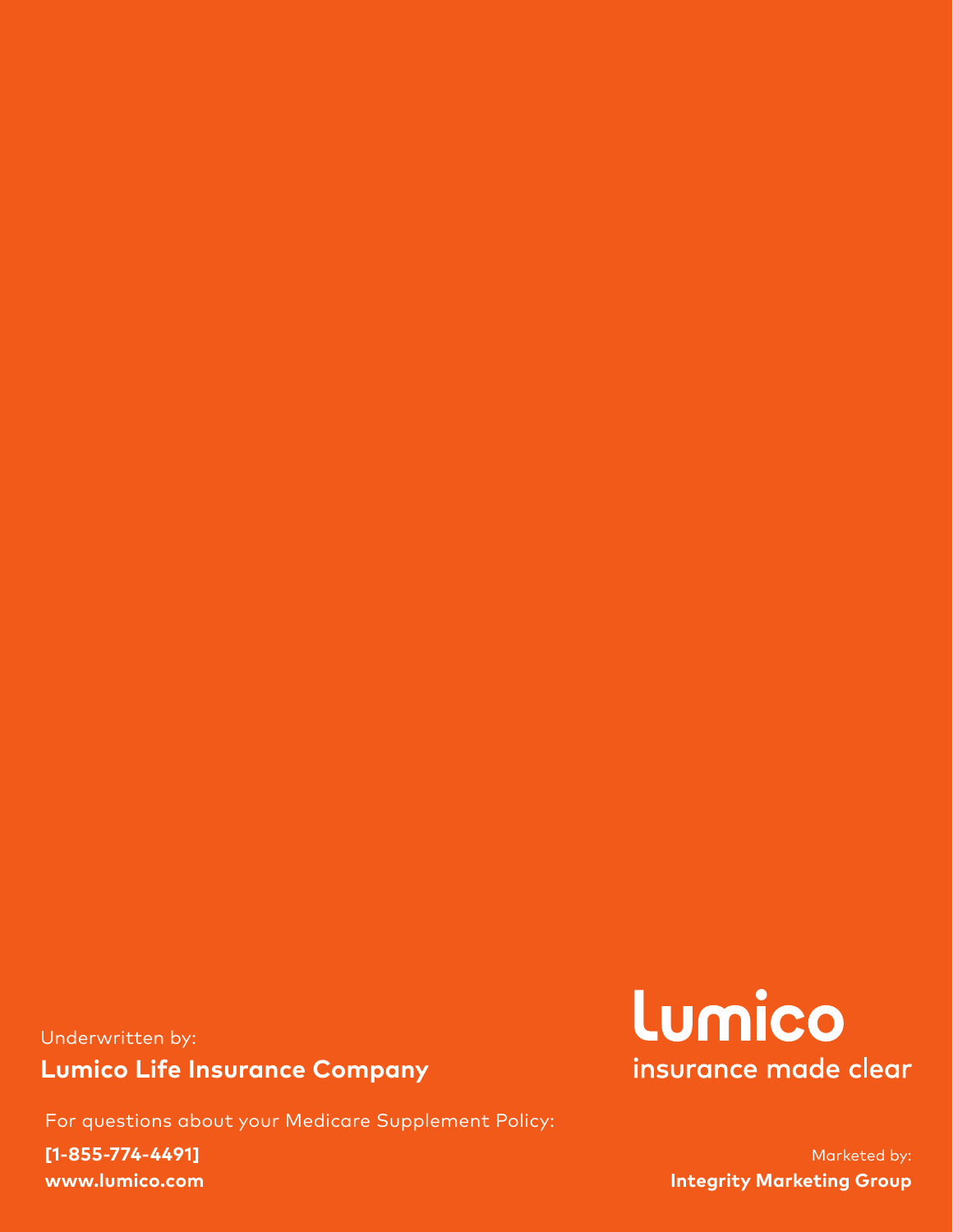Underwritten by:

**Lumico Life Insurance Company**

Lumico

insurance made clear

For questions about your Medicare Supplement Policy:

**[1-855-774-4491]**

**www.lumico.com**

Marketed by:

**Integrity Marketing Group**